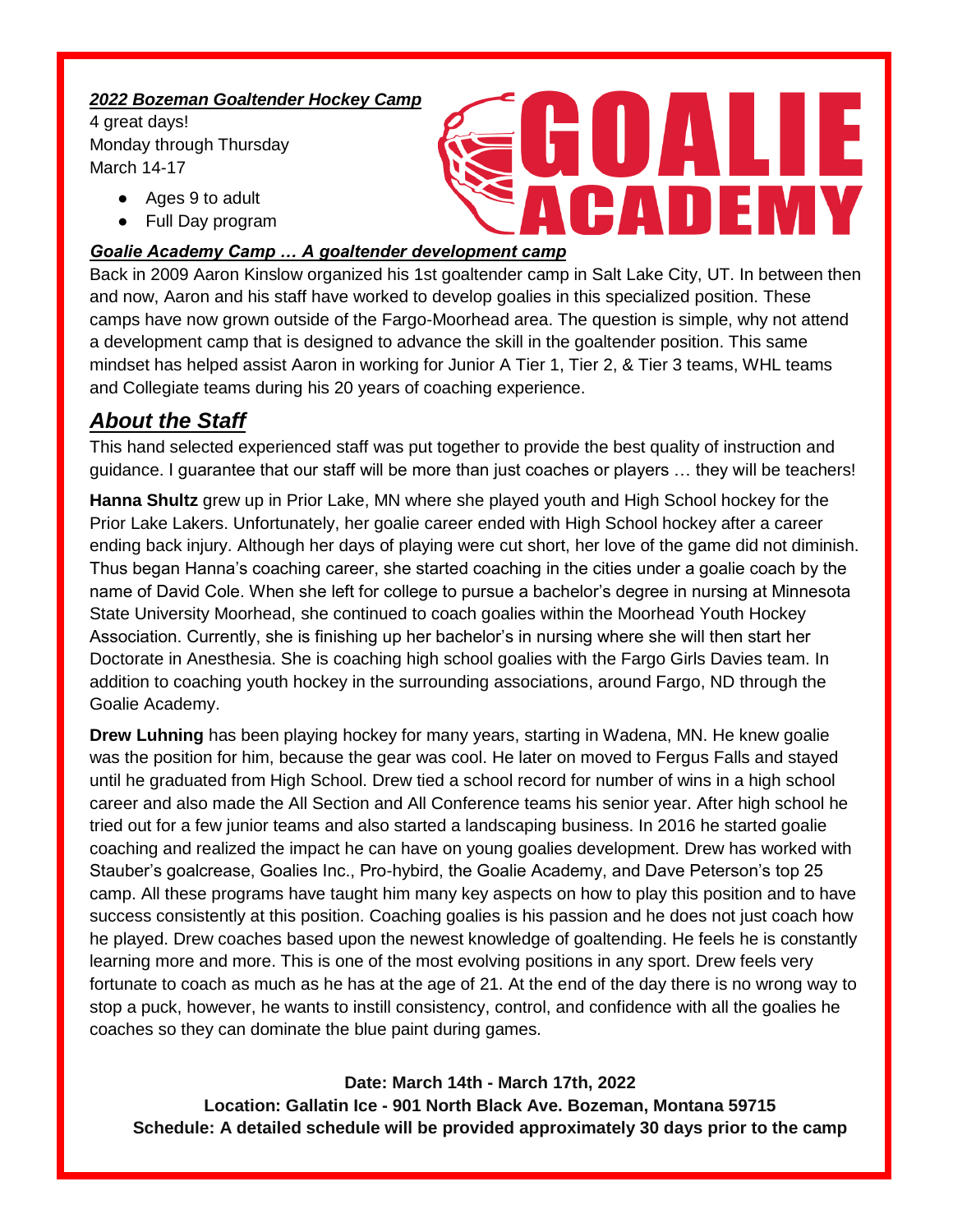***2022 Bozeman Goaltender Hockey Camp***

4 great days!
Monday through Thursday
March 14-17

- Ages 9 to adult
- Full Day program

GOALIE ACADEMY

***Goalie Academy Camp … A goaltender development camp***

Back in 2009 Aaron Kinslow organized his 1st goaltender camp in Salt Lake City, UT. In between then and now, Aaron and his staff have worked to develop goalies in this specialized position. These camps have now grown outside of the Fargo-Moorhead area. The question is simple, why not attend a development camp that is designed to advance the skill in the goaltender position. This same mindset has helped assist Aaron in working for Junior A Tier 1, Tier 2, & Tier 3 teams, WHL teams and Collegiate teams during his 20 years of coaching experience.

## *About the Staff*

This hand selected experienced staff was put together to provide the best quality of instruction and guidance. I guarantee that our staff will be more than just coaches or players … they will be teachers!

**Hanna Shultz** grew up in Prior Lake, MN where she played youth and High School hockey for the Prior Lake Lakers. Unfortunately, her goalie career ended with High School hockey after a career ending back injury. Although her days of playing were cut short, her love of the game did not diminish. Thus began Hanna's coaching career, she started coaching in the cities under a goalie coach by the name of David Cole. When she left for college to pursue a bachelor's degree in nursing at Minnesota State University Moorhead, she continued to coach goalies within the Moorhead Youth Hockey Association. Currently, she is finishing up her bachelor's in nursing where she will then start her Doctorate in Anesthesia. She is coaching high school goalies with the Fargo Girls Davies team. In addition to coaching youth hockey in the surrounding associations, around Fargo, ND through the Goalie Academy.

**Drew Luhning** has been playing hockey for many years, starting in Wadena, MN. He knew goalie was the position for him, because the gear was cool. He later on moved to Fergus Falls and stayed until he graduated from High School. Drew tied a school record for number of wins in a high school career and also made the All Section and All Conference teams his senior year. After high school he tried out for a few junior teams and also started a landscaping business. In 2016 he started goalie coaching and realized the impact he can have on young goalies development. Drew has worked with Stauber's goalcrease, Goalies Inc., Pro-hybird, the Goalie Academy, and Dave Peterson's top 25 camp. All these programs have taught him many key aspects on how to play this position and to have success consistently at this position. Coaching goalies is his passion and he does not just coach how he played. Drew coaches based upon the newest knowledge of goaltending. He feels he is constantly learning more and more. This is one of the most evolving positions in any sport. Drew feels very fortunate to coach as much as he has at the age of 21. At the end of the day there is no wrong way to stop a puck, however, he wants to instill consistency, control, and confidence with all the goalies he coaches so they can dominate the blue paint during games.

**Date: March 14th - March 17th, 2022**
**Location: Gallatin Ice - 901 North Black Ave. Bozeman, Montana 59715**
**Schedule: A detailed schedule will be provided approximately 30 days prior to the camp**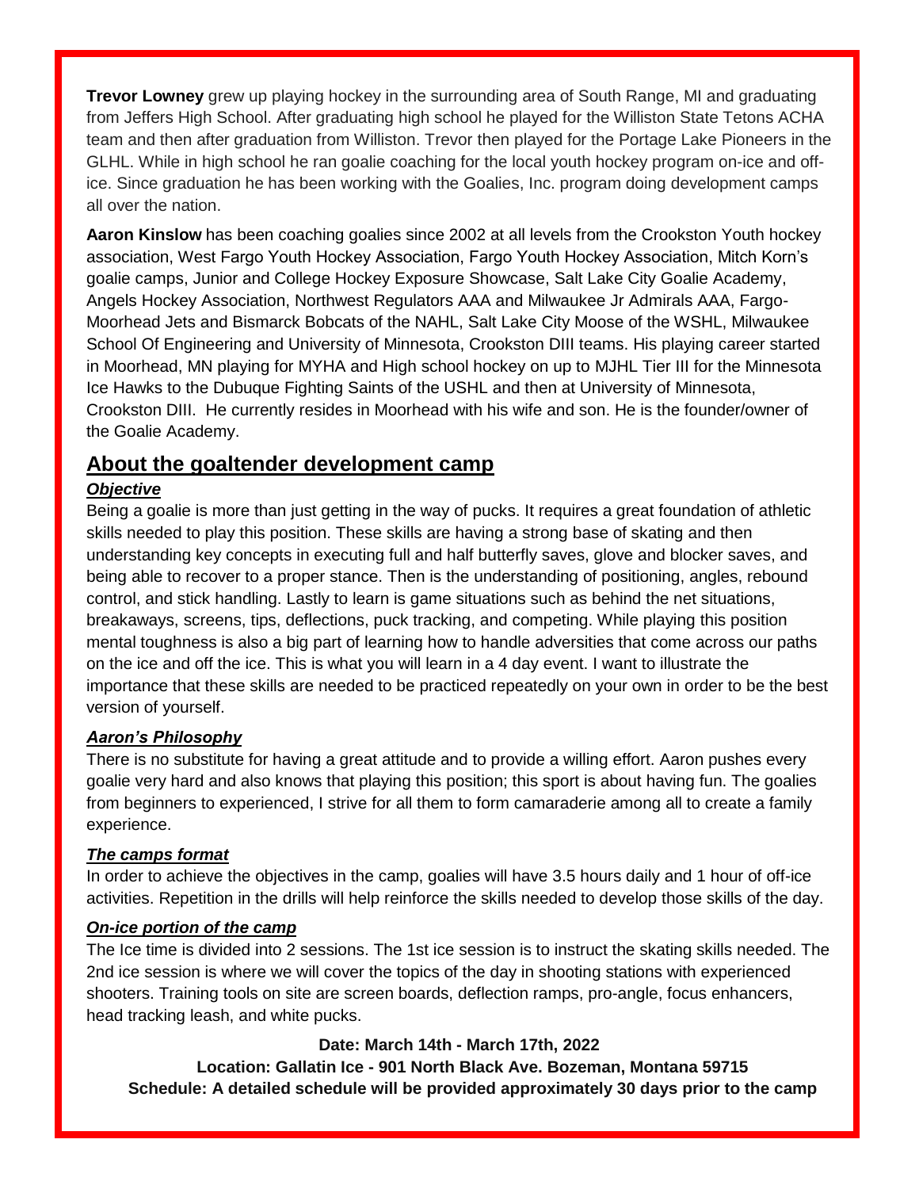**Trevor Lowney** grew up playing hockey in the surrounding area of South Range, MI and graduating from Jeffers High School. After graduating high school he played for the Williston State Tetons ACHA team and then after graduation from Williston. Trevor then played for the Portage Lake Pioneers in the GLHL. While in high school he ran goalie coaching for the local youth hockey program on-ice and off-ice. Since graduation he has been working with the Goalies, Inc. program doing development camps all over the nation.

**Aaron Kinslow** has been coaching goalies since 2002 at all levels from the Crookston Youth hockey association, West Fargo Youth Hockey Association, Fargo Youth Hockey Association, Mitch Korn's goalie camps, Junior and College Hockey Exposure Showcase, Salt Lake City Goalie Academy, Angels Hockey Association, Northwest Regulators AAA and Milwaukee Jr Admirals AAA, Fargo-Moorhead Jets and Bismarck Bobcats of the NAHL, Salt Lake City Moose of the WSHL, Milwaukee School Of Engineering and University of Minnesota, Crookston DIII teams. His playing career started in Moorhead, MN playing for MYHA and High school hockey on up to MJHL Tier III for the Minnesota Ice Hawks to the Dubuque Fighting Saints of the USHL and then at University of Minnesota, Crookston DIII. He currently resides in Moorhead with his wife and son. He is the founder/owner of the Goalie Academy.

## About the goaltender development camp

### *Objective*

Being a goalie is more than just getting in the way of pucks. It requires a great foundation of athletic skills needed to play this position. These skills are having a strong base of skating and then understanding key concepts in executing full and half butterfly saves, glove and blocker saves, and being able to recover to a proper stance. Then is the understanding of positioning, angles, rebound control, and stick handling. Lastly to learn is game situations such as behind the net situations, breakaways, screens, tips, deflections, puck tracking, and competing. While playing this position mental toughness is also a big part of learning how to handle adversities that come across our paths on the ice and off the ice. This is what you will learn in a 4 day event. I want to illustrate the importance that these skills are needed to be practiced repeatedly on your own in order to be the best version of yourself.

### *Aaron's Philosophy*

There is no substitute for having a great attitude and to provide a willing effort. Aaron pushes every goalie very hard and also knows that playing this position; this sport is about having fun. The goalies from beginners to experienced, I strive for all them to form camaraderie among all to create a family experience.

### *The camps format*

In order to achieve the objectives in the camp, goalies will have 3.5 hours daily and 1 hour of off-ice activities. Repetition in the drills will help reinforce the skills needed to develop those skills of the day.

### *On-ice portion of the camp*

The Ice time is divided into 2 sessions. The 1st ice session is to instruct the skating skills needed. The 2nd ice session is where we will cover the topics of the day in shooting stations with experienced shooters. Training tools on site are screen boards, deflection ramps, pro-angle, focus enhancers, head tracking leash, and white pucks.

**Date: March 14th - March 17th, 2022**

**Location: Gallatin Ice - 901 North Black Ave. Bozeman, Montana 59715**

**Schedule: A detailed schedule will be provided approximately 30 days prior to the camp**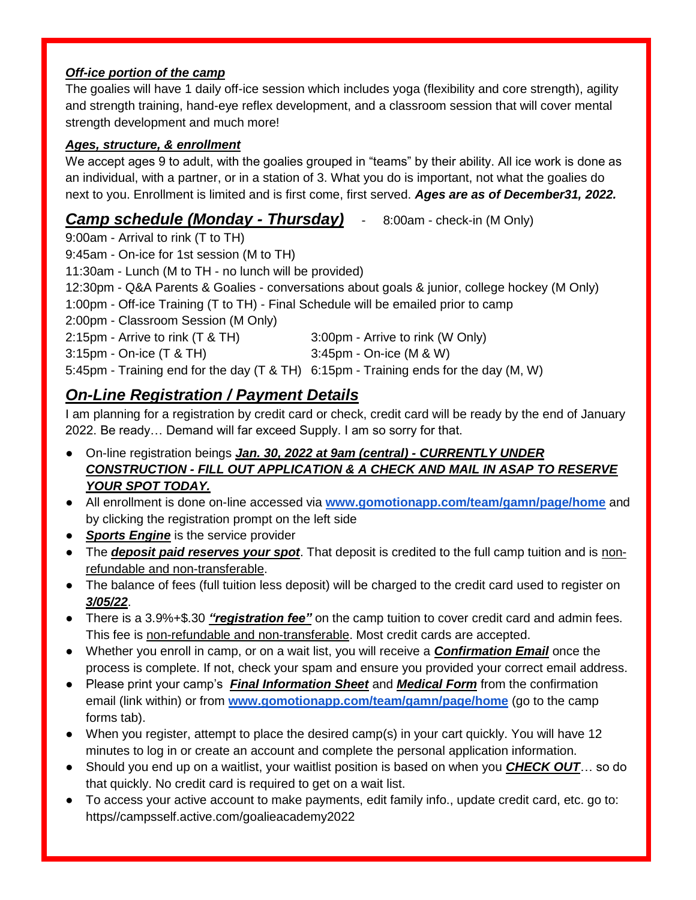***Off-ice portion of the camp***

The goalies will have 1 daily off-ice session which includes yoga (flexibility and core strength), agility and strength training, hand-eye reflex development, and a classroom session that will cover mental strength development and much more!

***Ages, structure, & enrollment***

We accept ages 9 to adult, with the goalies grouped in "teams" by their ability. All ice work is done as an individual, with a partner, or in a station of 3. What you do is important, not what the goalies do next to you. Enrollment is limited and is first come, first served. ***Ages are as of December31, 2022.***

## ***Camp schedule (Monday - Thursday)***

- 8:00am - check-in (M Only)

9:00am - Arrival to rink (T to TH)
9:45am - On-ice for 1st session (M to TH)
11:30am - Lunch (M to TH - no lunch will be provided)
12:30pm - Q&A Parents & Goalies - conversations about goals & junior, college hockey (M Only)
1:00pm - Off-ice Training (T to TH) - Final Schedule will be emailed prior to camp
2:00pm - Classroom Session (M Only)
2:15pm - Arrive to rink (T & TH)
3:15pm - On-ice (T & TH)
5:45pm - Training end for the day (T & TH)

3:00pm - Arrive to rink (W Only)
3:45pm - On-ice (M & W)
6:15pm - Training ends for the day (M, W)

## ***On-Line Registration / Payment Details***

I am planning for a registration by credit card or check, credit card will be ready by the end of January 2022. Be ready… Demand will far exceed Supply. I am so sorry for that.

- On-line registration beings ***Jan. 30, 2022 at 9am (central) - CURRENTLY UNDER CONSTRUCTION - FILL OUT APPLICATION & A CHECK AND MAIL IN ASAP TO RESERVE YOUR SPOT TODAY.***
- All enrollment is done on-line accessed via **www.gomotionapp.com/team/gamn/page/home** and by clicking the registration prompt on the left side
- ***Sports Engine*** is the service provider
- The ***deposit paid reserves your spot***. That deposit is credited to the full camp tuition and is non-refundable and non-transferable.
- The balance of fees (full tuition less deposit) will be charged to the credit card used to register on ***3/05/22***.
- There is a 3.9%+$.30 ***"registration fee"*** on the camp tuition to cover credit card and admin fees. This fee is non-refundable and non-transferable. Most credit cards are accepted.
- Whether you enroll in camp, or on a wait list, you will receive a ***Confirmation Email*** once the process is complete. If not, check your spam and ensure you provided your correct email address.
- Please print your camp's ***Final Information Sheet*** and ***Medical Form*** from the confirmation email (link within) or from **www.gomotionapp.com/team/gamn/page/home** (go to the camp forms tab).
- When you register, attempt to place the desired camp(s) in your cart quickly. You will have 12 minutes to log in or create an account and complete the personal application information.
- Should you end up on a waitlist, your waitlist position is based on when you ***CHECK OUT***… so do that quickly. No credit card is required to get on a wait list.
- To access your active account to make payments, edit family info., update credit card, etc. go to: https//campsself.active.com/goalieacademy2022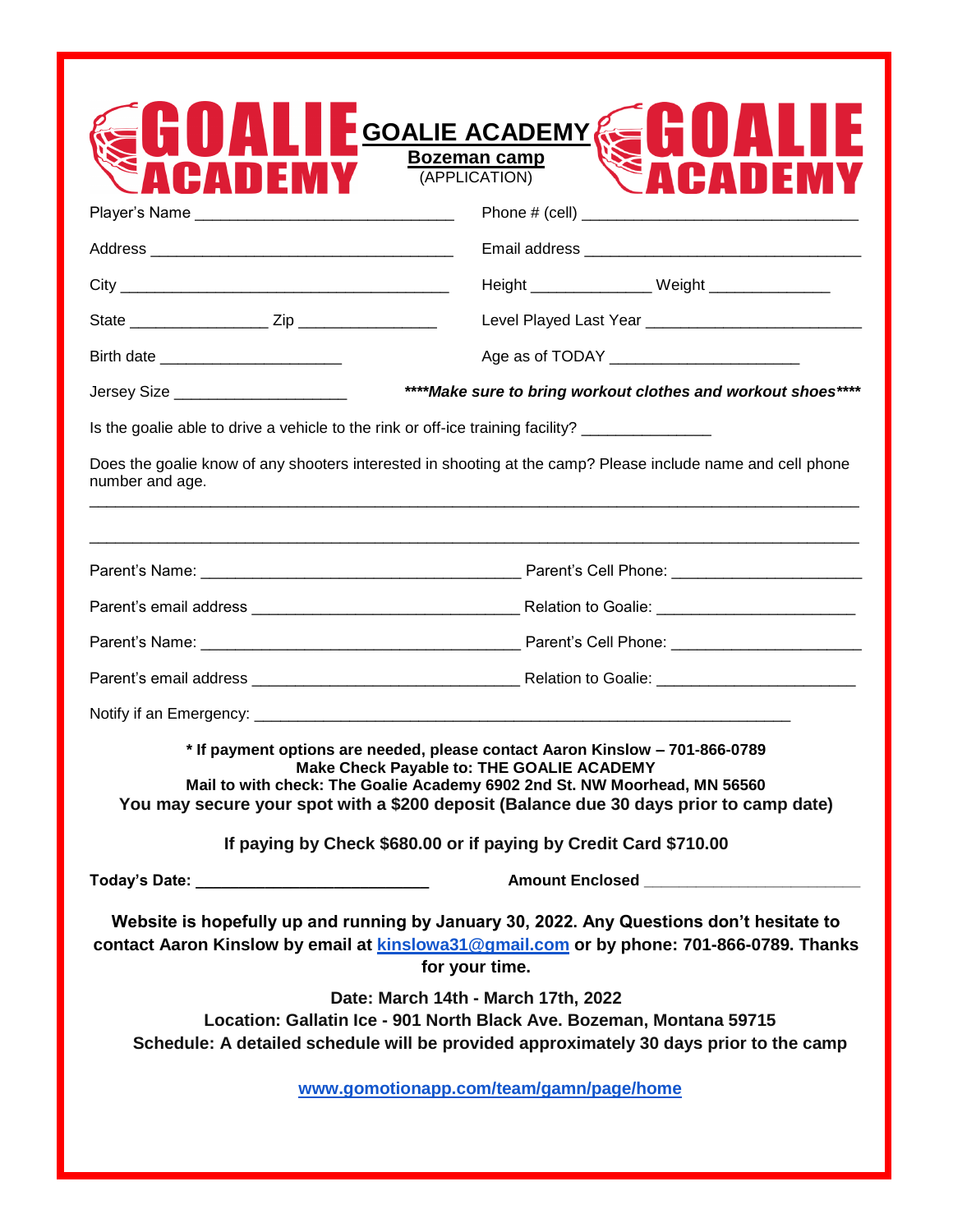# GOALIE ACADEMY

**Bozeman camp**

(APPLICATION)

Player's Name ____________________________ Phone # (cell) ______________________________

Address _________________________________ Email address ______________________________

City ____________________________________ Height _____________ Weight _____________

State _______________ Zip _______________ Level Played Last Year ________________________

Birth date ____________________ Age as of TODAY _____________________

Jersey Size ___________________ ***\*Make sure to bring workout clothes and workout shoes\*\*\*\****

Is the goalie able to drive a vehicle to the rink or off-ice training facility? ______________

Does the goalie know of any shooters interested in shooting at the camp? Please include name and cell phone number and age.

_____________________________________________________________________________________

_____________________________________________________________________________________

Parent's Name: ___________________________________ Parent's Cell Phone: _____________________

Parent's email address _____________________________ Relation to Goalie: ______________________

Parent's Name: ___________________________________ Parent's Cell Phone: _____________________

Parent's email address _____________________________ Relation to Goalie: ______________________

Notify if an Emergency: ___________________________________________________________

**\* If payment options are needed, please contact Aaron Kinslow – 701-866-0789**
**Make Check Payable to: THE GOALIE ACADEMY**
**Mail to with check: The Goalie Academy 6902 2nd St. NW Moorhead, MN 56560**
**You may secure your spot with a $200 deposit (Balance due 30 days prior to camp date)**

**If paying by Check $680.00 or if paying by Credit Card $710.00**

**Today's Date: _________________________** **Amount Enclosed ________________________**

**Website is hopefully up and running by January 30, 2022. Any Questions don't hesitate to contact Aaron Kinslow by email at [kinslowa31@gmail.com](mailto:kinslowa31@gmail.com) or by phone: 701-866-0789. Thanks for your time.**

**Date: March 14th - March 17th, 2022**
**Location: Gallatin Ice - 901 North Black Ave. Bozeman, Montana 59715**
**Schedule: A detailed schedule will be provided approximately 30 days prior to the camp**

**[www.gomotionapp.com/team/gamn/page/home](http://www.gomotionapp.com/team/gamn/page/home)**